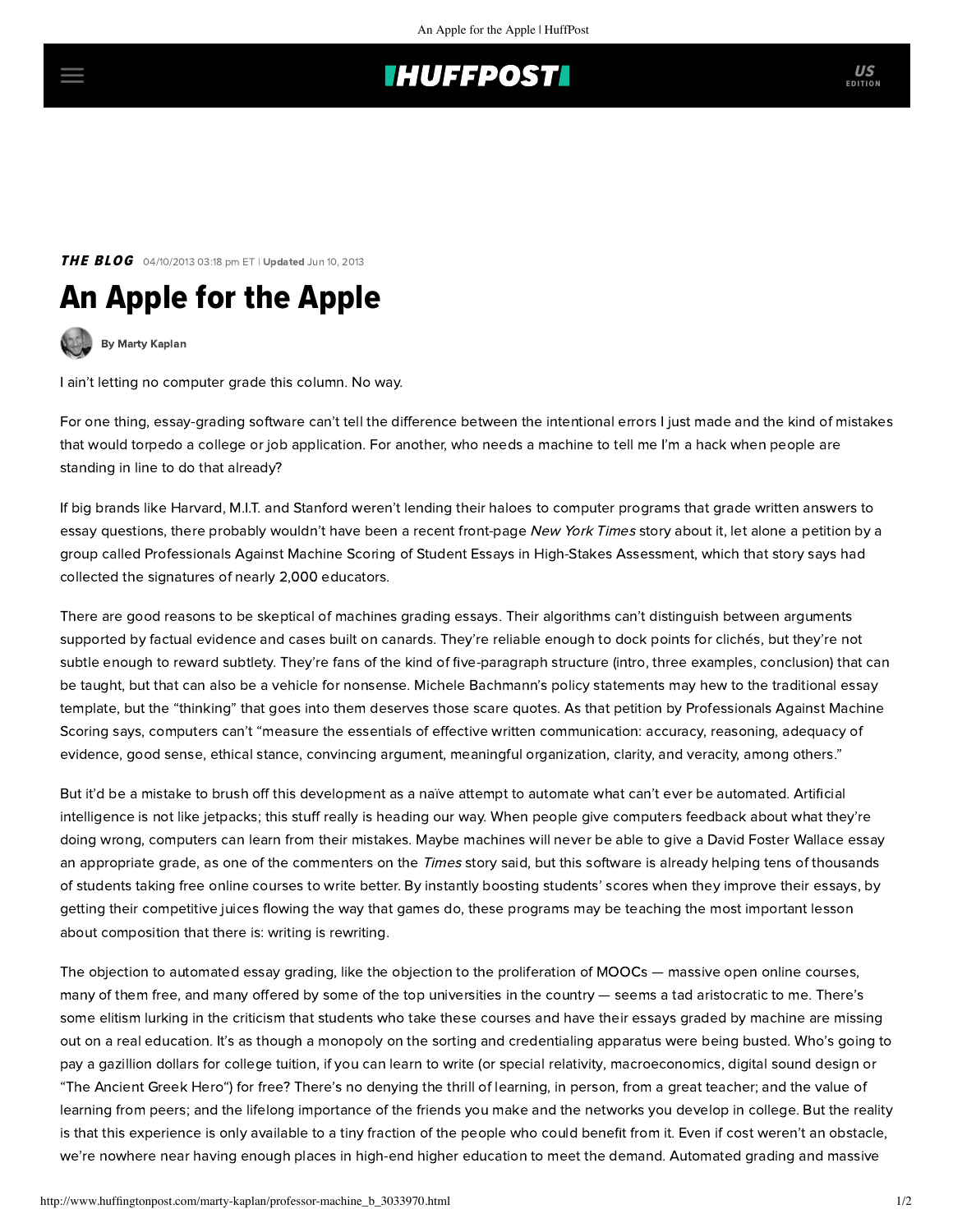THE BLOG 04/10/2013 03:18 pm ET | Updated Jun 10, 2013

# An Apple for the Apple

By Marty Kaplan

I ain't letting no computer grade this column. No way.

For one thing, essay-grading software can't tell the difference between the intentional errors I just made and the kind of mistakes that would torpedo a college or job application. For another, who needs a machine to tell me I'm a hack when people are standing in line to do that already?

If big brands like Harvard, M.I.T. and Stanford weren't lending their haloes to computer programs that grade written answers to essay questions, there probably wouldn't have been a recent front-page *New York Times* story about it, let alone a petition by a group called Professionals Against Machine Scoring of Student Essays in High-Stakes Assessment, which that story says had collected the signatures of nearly 2,000 educators.

There are good reasons to be skeptical of machines grading essays. Their algorithms can't distinguish between arguments supported by factual evidence and cases built on canards. They're reliable enough to dock points for clichés, but they're not subtle enough to reward subtlety. They're fans of the kind of five-paragraph structure (intro, three examples, conclusion) that can be taught, but that can also be a vehicle for nonsense. Michele Bachmann's policy statements may hew to the traditional essay template, but the "thinking" that goes into them deserves those scare quotes. As that petition by Professionals Against Machine Scoring says, computers can't "measure the essentials of effective written communication: accuracy, reasoning, adequacy of evidence, good sense, ethical stance, convincing argument, meaningful organization, clarity, and veracity, among others."

But it'd be a mistake to brush off this development as a naïve attempt to automate what can't ever be automated. Artificial intelligence is not like jetpacks; this stuff really is heading our way. When people give computers feedback about what they're doing wrong, computers can learn from their mistakes. Maybe machines will never be able to give a David Foster Wallace essay an appropriate grade, as one of the commenters on the *Times* story said, but this software is already helping tens of thousands of students taking free online courses to write better. By instantly boosting students' scores when they improve their essays, by getting their competitive juices flowing the way that games do, these programs may be teaching the most important lesson about composition that there is: writing is rewriting.

The objection to automated essay grading, like the objection to the proliferation of MOOCs — massive open online courses, many of them free, and many offered by some of the top universities in the country — seems a tad aristocratic to me. There's some elitism lurking in the criticism that students who take these courses and have their essays graded by machine are missing out on a real education. It's as though a monopoly on the sorting and credentialing apparatus were being busted. Who's going to pay a gazillion dollars for college tuition, if you can learn to write (or special relativity, macroeconomics, digital sound design or "The Ancient Greek Hero") for free? There's no denying the thrill of learning, in person, from a great teacher; and the value of learning from peers; and the lifelong importance of the friends you make and the networks you develop in college. But the reality is that this experience is only available to a tiny fraction of the people who could benefit from it. Even if cost weren't an obstacle, we're nowhere near having enough places in high-end higher education to meet the demand. Automated grading and massive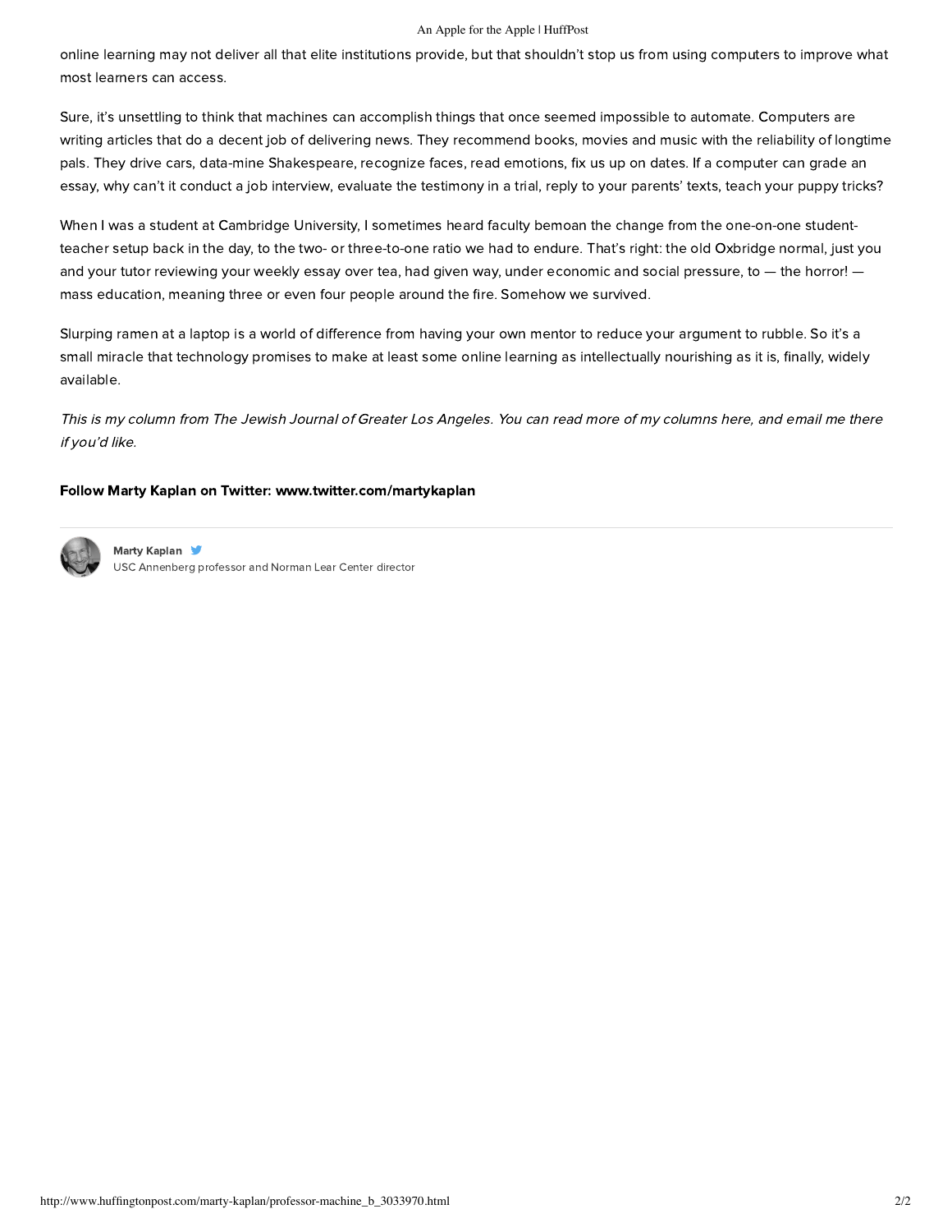online learning may not deliver all that elite institutions provide, but that shouldn't stop us from using computers to improve what most learners can access.

Sure, it's unsettling to think that machines can accomplish things that once seemed impossible to automate. Computers are writing articles that do a decent job of delivering news. They recommend books, movies and music with the reliability of longtime pals. They drive cars, data-mine Shakespeare, recognize faces, read emotions, fix us up on dates. If a computer can grade an essay, why can't it conduct a job interview, evaluate the testimony in a trial, reply to your parents' texts, teach your puppy tricks?

When I was a student at Cambridge University, I sometimes heard faculty bemoan the change from the one-on-one student-teacher setup back in the day, to the two- or three-to-one ratio we had to endure. That's right: the old Oxbridge normal, just you and your tutor reviewing your weekly essay over tea, had given way, under economic and social pressure, to — the horror! — mass education, meaning three or even four people around the fire. Somehow we survived.

Slurping ramen at a laptop is a world of difference from having your own mentor to reduce your argument to rubble. So it's a small miracle that technology promises to make at least some online learning as intellectually nourishing as it is, finally, widely available.

*This is my column from The Jewish Journal of Greater Los Angeles. You can read more of my columns here, and email me there if you'd like.*

**Follow Marty Kaplan on Twitter: www.twitter.com/martykaplan**

---

**Marty Kaplan**
USC Annenberg professor and Norman Lear Center director